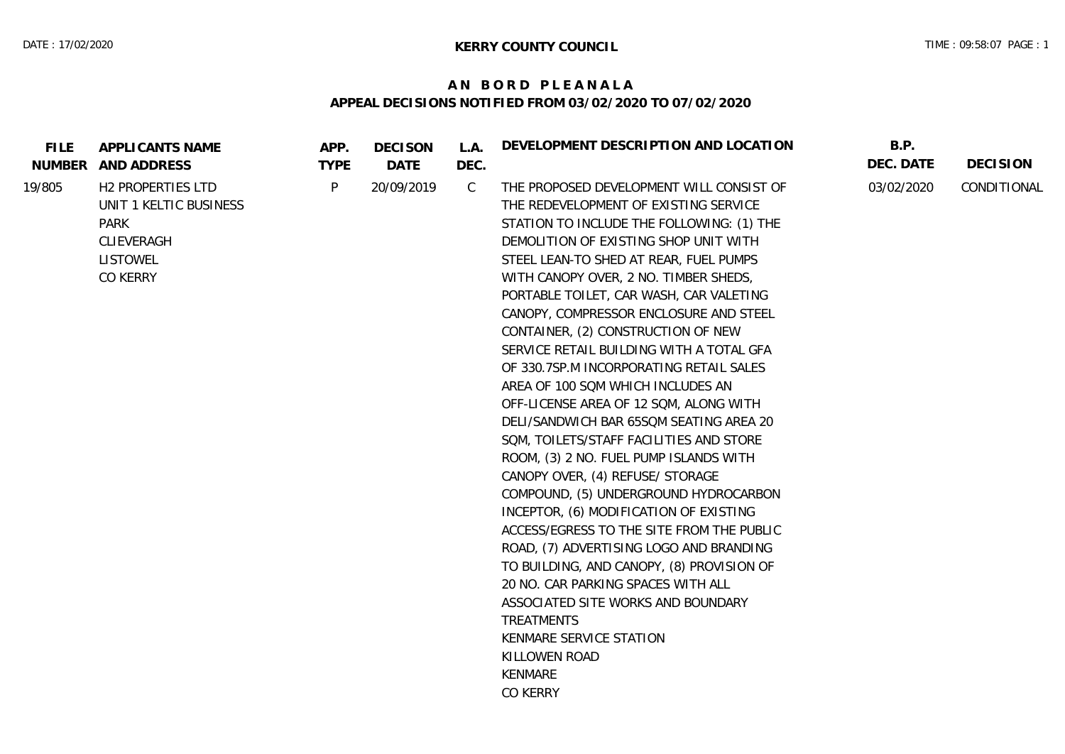**KERRY COUNTY COUNCIL**

# AN BORD PLEANALA

## APPEAL DECISIONS NOTIFIED FROM 03/02/2020 TO 07/02/2020

| FILE NUMBER | APPLICANTS NAME AND ADDRESS | APP. TYPE | DECISON DATE | L.A. DEC. | DEVELOPMENT DESCRIPTION AND LOCATION | B.P. DEC. DATE | DECISION |
|---|---|---|---|---|---|---|---|
| 19/805 | H2 PROPERTIES LTD<br>UNIT 1 KELTIC BUSINESS PARK<br>CLIEVERAGH<br>LISTOWEL<br>CO KERRY | P | 20/09/2019 | C | THE PROPOSED DEVELOPMENT WILL CONSIST OF THE REDEVELOPMENT OF EXISTING SERVICE STATION TO INCLUDE THE FOLLOWING: (1) THE DEMOLITION OF EXISTING SHOP UNIT WITH STEEL LEAN-TO SHED AT REAR, FUEL PUMPS WITH CANOPY OVER, 2 NO. TIMBER SHEDS, PORTABLE TOILET, CAR WASH, CAR VALETING CANOPY, COMPRESSOR ENCLOSURE AND STEEL CONTAINER, (2) CONSTRUCTION OF NEW SERVICE RETAIL BUILDING WITH A TOTAL GFA OF 330.7SP.M INCORPORATING RETAIL SALES AREA OF 100 SQM WHICH INCLUDES AN OFF-LICENSE AREA OF 12 SQM, ALONG WITH DELI/SANDWICH BAR 65SQM SEATING AREA 20 SQM, TOILETS/STAFF FACILITIES AND STORE ROOM, (3) 2 NO. FUEL PUMP ISLANDS WITH CANOPY OVER, (4) REFUSE/ STORAGE COMPOUND, (5) UNDERGROUND HYDROCARBON INCEPTOR, (6) MODIFICATION OF EXISTING ACCESS/EGRESS TO THE SITE FROM THE PUBLIC ROAD, (7) ADVERTISING LOGO AND BRANDING TO BUILDING, AND CANOPY, (8) PROVISION OF 20 NO. CAR PARKING SPACES WITH ALL ASSOCIATED SITE WORKS AND BOUNDARY TREATMENTS<br>KENMARE SERVICE STATION<br>KILLOWEN ROAD<br>KENMARE<br>CO KERRY | 03/02/2020 | CONDITIONAL |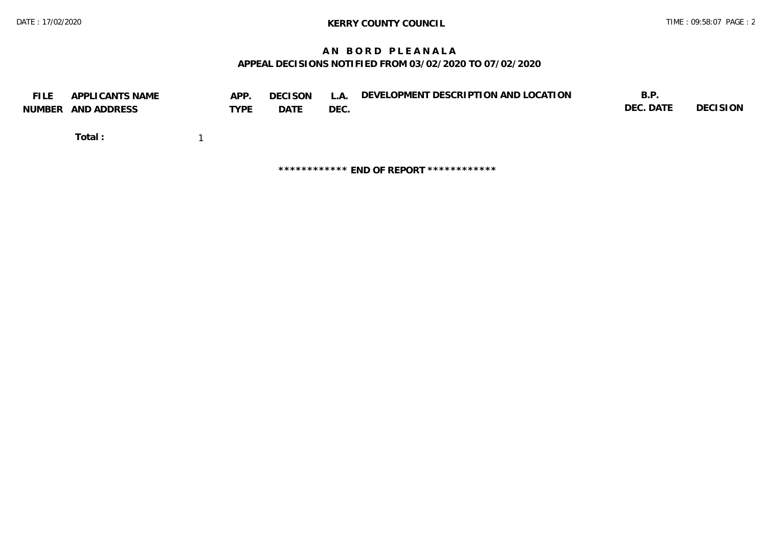# AN BORD PLEANALA

## APPEAL DECISIONS NOTIFIED FROM 03/02/2020 TO 07/02/2020

| FILE NUMBER | APPLICANTS NAME AND ADDRESS | APP. TYPE | DECISON DATE | L.A. DEC. | DEVELOPMENT DESCRIPTION AND LOCATION | B.P. DEC. DATE | DECISION |
|---|---|---|---|---|---|---|---|

**Total :** 1

************ END OF REPORT ************